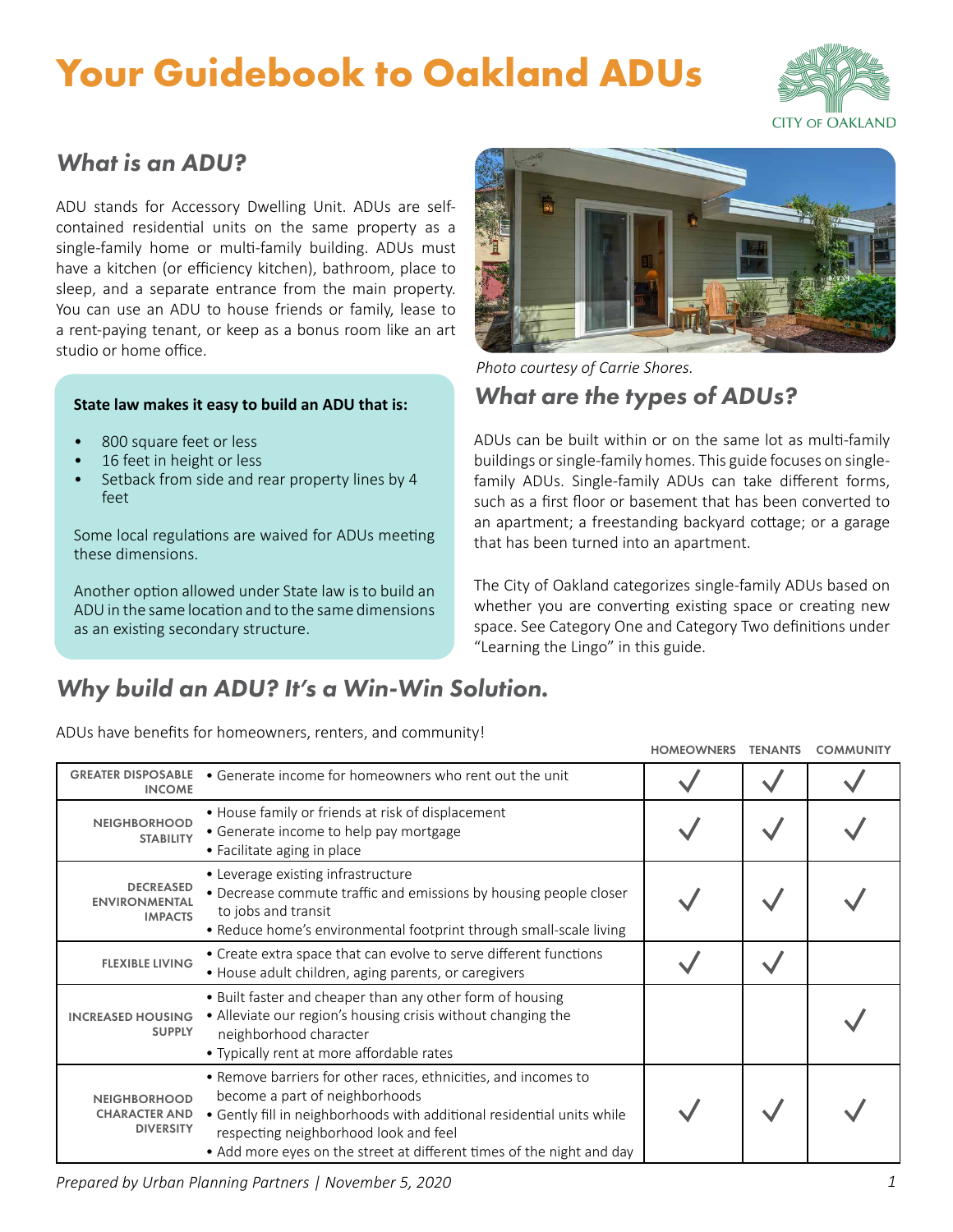# Your Guidebook to Oakland ADUs

## What is an ADU?

ADU stands for Accessory Dwelling Unit. ADUs are self-contained residential units on the same property as a single-family home or multi-family building. ADUs must have a kitchen (or efficiency kitchen), bathroom, place to sleep, and a separate entrance from the main property. You can use an ADU to house friends or family, lease to a rent-paying tenant, or keep as a bonus room like an art studio or home office.

**State law makes it easy to build an ADU that is:**

- 800 square feet or less
- 16 feet in height or less
- Setback from side and rear property lines by 4 feet

Some local regulations are waived for ADUs meeting these dimensions.

Another option allowed under State law is to build an ADU in the same location and to the same dimensions as an existing secondary structure.

*Photo courtesy of Carrie Shores.*

## What are the types of ADUs?

ADUs can be built within or on the same lot as multi-family buildings or single-family homes. This guide focuses on single-family ADUs. Single-family ADUs can take different forms, such as a first floor or basement that has been converted to an apartment; a freestanding backyard cottage; or a garage that has been turned into an apartment.

The City of Oakland categorizes single-family ADUs based on whether you are converting existing space or creating new space. See Category One and Category Two definitions under "Learning the Lingo" in this guide.

## Why build an ADU? It's a Win-Win Solution.

ADUs have benefits for homeowners, renters, and community!

| | | HOMEOWNERS | TENANTS | COMMUNITY |
|---|---|---|---|---|
| GREATER DISPOSABLE INCOME | • Generate income for homeowners who rent out the unit | ✓ | ✓ | ✓ |
| NEIGHBORHOOD STABILITY | • House family or friends at risk of displacement<br>• Generate income to help pay mortgage<br>• Facilitate aging in place | ✓ | ✓ | ✓ |
| DECREASED ENVIRONMENTAL IMPACTS | • Leverage existing infrastructure<br>• Decrease commute traffic and emissions by housing people closer to jobs and transit<br>• Reduce home's environmental footprint through small-scale living | ✓ | ✓ | ✓ |
| FLEXIBLE LIVING | • Create extra space that can evolve to serve different functions<br>• House adult children, aging parents, or caregivers | ✓ | ✓ | |
| INCREASED HOUSING SUPPLY | • Built faster and cheaper than any other form of housing<br>• Alleviate our region's housing crisis without changing the neighborhood character<br>• Typically rent at more affordable rates | | | ✓ |
| NEIGHBORHOOD CHARACTER AND DIVERSITY | • Remove barriers for other races, ethnicities, and incomes to become a part of neighborhoods<br>• Gently fill in neighborhoods with additional residential units while respecting neighborhood look and feel<br>• Add more eyes on the street at different times of the night and day | ✓ | ✓ | ✓ |

*Prepared by Urban Planning Partners | November 5, 2020*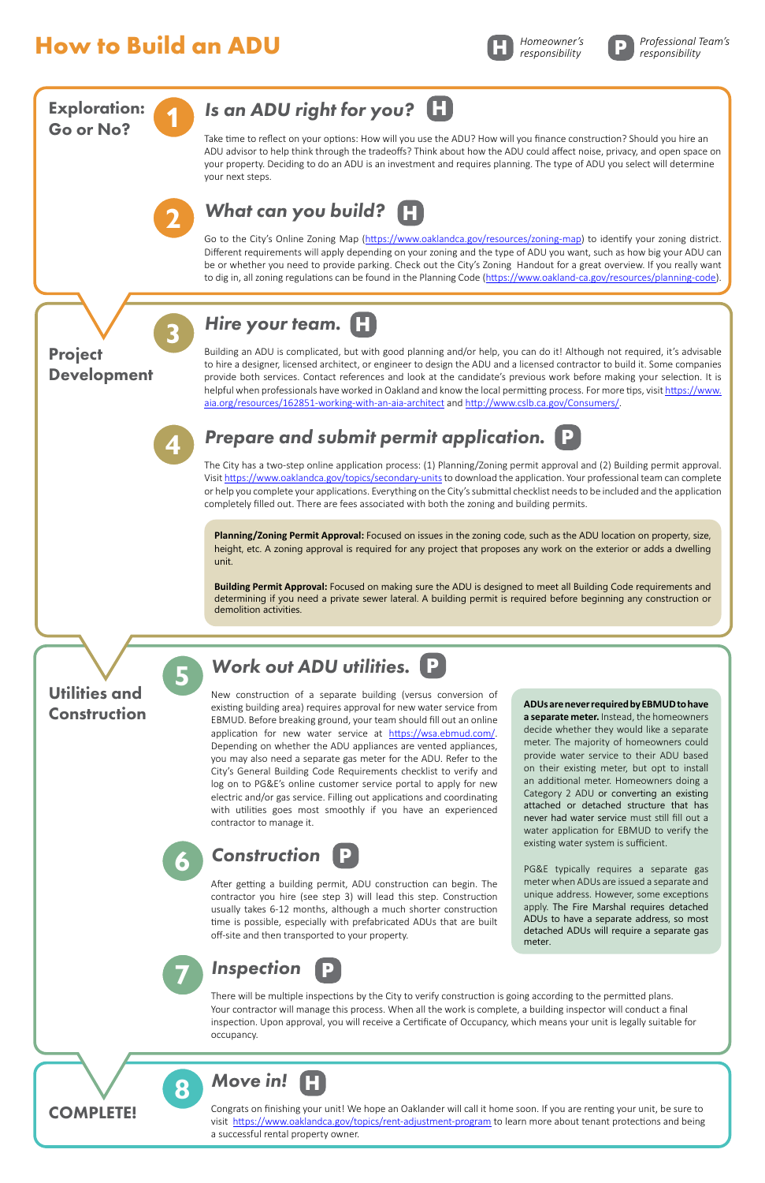# How to Build an ADU

**H** *Homeowner's responsibility* **P** *Professional Team's responsibility*

## Exploration: Go or No?

### 1 Is an ADU right for you? H

Take time to reflect on your options: How will you use the ADU? How will you finance construction? Should you hire an ADU advisor to help think through the tradeoffs? Think about how the ADU could affect noise, privacy, and open space on your property. Deciding to do an ADU is an investment and requires planning. The type of ADU you select will determine your next steps.

### 2 What can you build? H

Go to the City's Online Zoning Map (https://www.oaklandca.gov/resources/zoning-map) to identify your zoning district. Different requirements will apply depending on your zoning and the type of ADU you want, such as how big your ADU can be or whether you need to provide parking. Check out the City's Zoning Handout for a great overview. If you really want to dig in, all zoning regulations can be found in the Planning Code (https://www.oakland-ca.gov/resources/planning-code).

## Project Development

### 3 Hire your team. H

Building an ADU is complicated, but with good planning and/or help, you can do it! Although not required, it's advisable to hire a designer, licensed architect, or engineer to design the ADU and a licensed contractor to build it. Some companies provide both services. Contact references and look at the candidate's previous work before making your selection. It is helpful when professionals have worked in Oakland and know the local permitting process. For more tips, visit https://www.aia.org/resources/162851-working-with-an-aia-architect and http://www.cslb.ca.gov/Consumers/.

### 4 Prepare and submit permit application. P

The City has a two-step online application process: (1) Planning/Zoning permit approval and (2) Building permit approval. Visit https://www.oaklandca.gov/topics/secondary-units to download the application. Your professional team can complete or help you complete your applications. Everything on the City's submittal checklist needs to be included and the application completely filled out. There are fees associated with both the zoning and building permits.

**Planning/Zoning Permit Approval:** Focused on issues in the zoning code, such as the ADU location on property, size, height, etc. A zoning approval is required for any project that proposes any work on the exterior or adds a dwelling unit.

**Building Permit Approval:** Focused on making sure the ADU is designed to meet all Building Code requirements and determining if you need a private sewer lateral. A building permit is required before beginning any construction or demolition activities.

## Utilities and Construction

### 5 Work out ADU utilities. P

New construction of a separate building (versus conversion of existing building area) requires approval for new water service from EBMUD. Before breaking ground, your team should fill out an online application for new water service at https://wsa.ebmud.com/. Depending on whether the ADU appliances are vented appliances, you may also need a separate gas meter for the ADU. Refer to the City's General Building Code Requirements checklist to verify and log on to PG&E's online customer service portal to apply for new electric and/or gas service. Filling out applications and coordinating with utilities goes most smoothly if you have an experienced contractor to manage it.

### 6 Construction P

After getting a building permit, ADU construction can begin. The contractor you hire (see step 3) will lead this step. Construction usually takes 6-12 months, although a much shorter construction time is possible, especially with prefabricated ADUs that are built off-site and then transported to your property.

**ADUs are never required by EBMUD to have a separate meter.** Instead, the homeowners decide whether they would like a separate meter. The majority of homeowners could provide water service to their ADU based on their existing meter, but opt to install an additional meter. Homeowners doing a Category 2 ADU or converting an existing attached or detached structure that has never had water service must still fill out a water application for EBMUD to verify the existing water system is sufficient.

PG&E typically requires a separate gas meter when ADUs are issued a separate and unique address. However, some exceptions apply. The Fire Marshal requires detached ADUs to have a separate address, so most detached ADUs will require a separate gas meter.

### 7 Inspection P

There will be multiple inspections by the City to verify construction is going according to the permitted plans. Your contractor will manage this process. When all the work is complete, a building inspector will conduct a final inspection. Upon approval, you will receive a Certificate of Occupancy, which means your unit is legally suitable for occupancy.

## COMPLETE!

### 8 Move in! H

Congrats on finishing your unit! We hope an Oaklander will call it home soon. If you are renting your unit, be sure to visit https://www.oaklandca.gov/topics/rent-adjustment-program to learn more about tenant protections and being a successful rental property owner.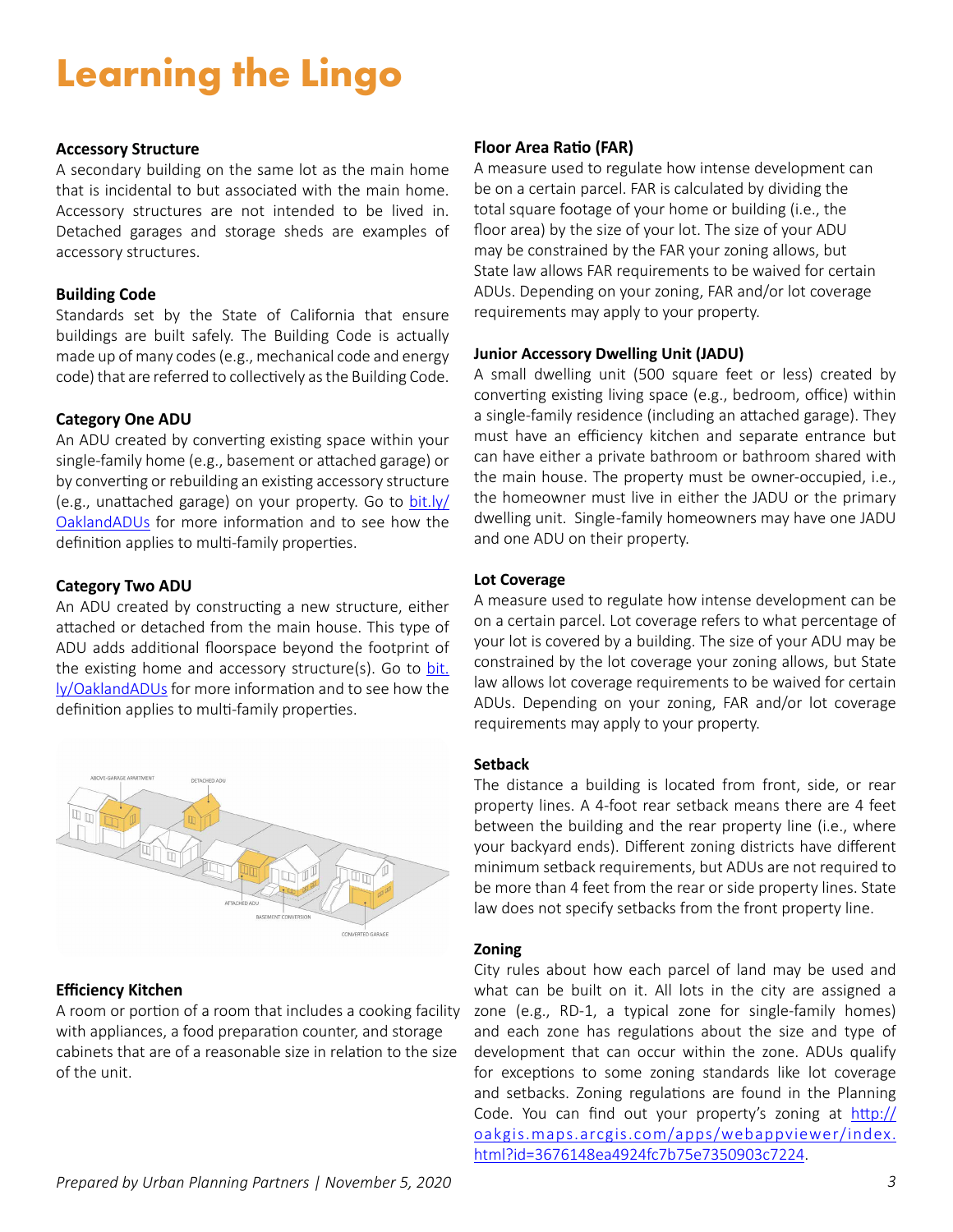# Learning the Lingo

**Accessory Structure**
A secondary building on the same lot as the main home that is incidental to but associated with the main home. Accessory structures are not intended to be lived in. Detached garages and storage sheds are examples of accessory structures.

**Building Code**
Standards set by the State of California that ensure buildings are built safely. The Building Code is actually made up of many codes (e.g., mechanical code and energy code) that are referred to collectively as the Building Code.

**Category One ADU**
An ADU created by converting existing space within your single-family home (e.g., basement or attached garage) or by converting or rebuilding an existing accessory structure (e.g., unattached garage) on your property. Go to [bit.ly/OaklandADUs](http://bit.ly/OaklandADUs) for more information and to see how the definition applies to multi-family properties.

**Category Two ADU**
An ADU created by constructing a new structure, either attached or detached from the main house. This type of ADU adds additional floorspace beyond the footprint of the existing home and accessory structure(s). Go to [bit.ly/OaklandADUs](http://bit.ly/OaklandADUs) for more information and to see how the definition applies to multi-family properties.

**Efficiency Kitchen**
A room or portion of a room that includes a cooking facility with appliances, a food preparation counter, and storage cabinets that are of a reasonable size in relation to the size of the unit.

**Floor Area Ratio (FAR)**
A measure used to regulate how intense development can be on a certain parcel. FAR is calculated by dividing the total square footage of your home or building (i.e., the floor area) by the size of your lot. The size of your ADU may be constrained by the FAR your zoning allows, but State law allows FAR requirements to be waived for certain ADUs. Depending on your zoning, FAR and/or lot coverage requirements may apply to your property.

**Junior Accessory Dwelling Unit (JADU)**
A small dwelling unit (500 square feet or less) created by converting existing living space (e.g., bedroom, office) within a single-family residence (including an attached garage). They must have an efficiency kitchen and separate entrance but can have either a private bathroom or bathroom shared with the main house. The property must be owner-occupied, i.e., the homeowner must live in either the JADU or the primary dwelling unit. Single-family homeowners may have one JADU and one ADU on their property.

**Lot Coverage**
A measure used to regulate how intense development can be on a certain parcel. Lot coverage refers to what percentage of your lot is covered by a building. The size of your ADU may be constrained by the lot coverage your zoning allows, but State law allows lot coverage requirements to be waived for certain ADUs. Depending on your zoning, FAR and/or lot coverage requirements may apply to your property.

**Setback**
The distance a building is located from front, side, or rear property lines. A 4-foot rear setback means there are 4 feet between the building and the rear property line (i.e., where your backyard ends). Different zoning districts have different minimum setback requirements, but ADUs are not required to be more than 4 feet from the rear or side property lines. State law does not specify setbacks from the front property line.

**Zoning**
City rules about how each parcel of land may be used and what can be built on it. All lots in the city are assigned a zone (e.g., RD-1, a typical zone for single-family homes) and each zone has regulations about the size and type of development that can occur within the zone. ADUs qualify for exceptions to some zoning standards like lot coverage and setbacks. Zoning regulations are found in the Planning Code. You can find out your property's zoning at [http://oakgis.maps.arcgis.com/apps/webappviewer/index.html?id=3676148ea4924fc7b75e7350903c7224](http://oakgis.maps.arcgis.com/apps/webappviewer/index.html?id=3676148ea4924fc7b75e7350903c7224).

*Prepared by Urban Planning Partners | November 5, 2020*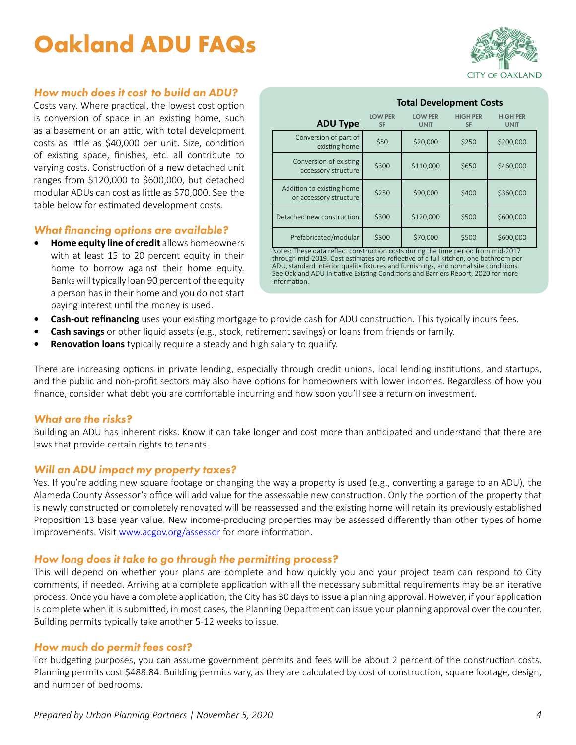# Oakland ADU FAQs

### How much does it cost to build an ADU?

Costs vary. Where practical, the lowest cost option is conversion of space in an existing home, such as a basement or an attic, with total development costs as little as $40,000 per unit. Size, condition of existing space, finishes, etc. all contribute to varying costs. Construction of a new detached unit ranges from $120,000 to $600,000, but detached modular ADUs can cost as little as $70,000. See the table below for estimated development costs.

| ADU Type | Total Development Costs | | | |
|---|---|---|---|---|
| | LOW PER SF | LOW PER UNIT | HIGH PER SF | HIGH PER UNIT |
| Conversion of part of existing home | $50 | $20,000 | $250 | $200,000 |
| Conversion of existing accessory structure | $300 | $110,000 | $650 | $460,000 |
| Addition to existing home or accessory structure | $250 | $90,000 | $400 | $360,000 |
| Detached new construction | $300 | $120,000 | $500 | $600,000 |
| Prefabricated/modular | $300 | $70,000 | $500 | $600,000 |

Notes: These data reflect construction costs during the time period from mid-2017 through mid-2019. Cost estimates are reflective of a full kitchen, one bathroom per ADU, standard interior quality fixtures and furnishings, and normal site conditions. See Oakland ADU Initiative Existing Conditions and Barriers Report, 2020 for more information.

### What financing options are available?

- **Home equity line of credit** allows homeowners with at least 15 to 20 percent equity in their home to borrow against their home equity. Banks will typically loan 90 percent of the equity a person has in their home and you do not start paying interest until the money is used.
- **Cash-out refinancing** uses your existing mortgage to provide cash for ADU construction. This typically incurs fees.
- **Cash savings** or other liquid assets (e.g., stock, retirement savings) or loans from friends or family.
- **Renovation loans** typically require a steady and high salary to qualify.

There are increasing options in private lending, especially through credit unions, local lending institutions, and startups, and the public and non-profit sectors may also have options for homeowners with lower incomes. Regardless of how you finance, consider what debt you are comfortable incurring and how soon you'll see a return on investment.

### What are the risks?

Building an ADU has inherent risks. Know it can take longer and cost more than anticipated and understand that there are laws that provide certain rights to tenants.

### Will an ADU impact my property taxes?

Yes. If you're adding new square footage or changing the way a property is used (e.g., converting a garage to an ADU), the Alameda County Assessor's office will add value for the assessable new construction. Only the portion of the property that is newly constructed or completely renovated will be reassessed and the existing home will retain its previously established Proposition 13 base year value. New income-producing properties may be assessed differently than other types of home improvements. Visit [www.acgov.org/assessor](www.acgov.org/assessor) for more information.

### How long does it take to go through the permitting process?

This will depend on whether your plans are complete and how quickly you and your project team can respond to City comments, if needed. Arriving at a complete application with all the necessary submittal requirements may be an iterative process. Once you have a complete application, the City has 30 days to issue a planning approval. However, if your application is complete when it is submitted, in most cases, the Planning Department can issue your planning approval over the counter. Building permits typically take another 5-12 weeks to issue.

### How much do permit fees cost?

For budgeting purposes, you can assume government permits and fees will be about 2 percent of the construction costs. Planning permits cost $488.84. Building permits vary, as they are calculated by cost of construction, square footage, design, and number of bedrooms.

*Prepared by Urban Planning Partners | November 5, 2020*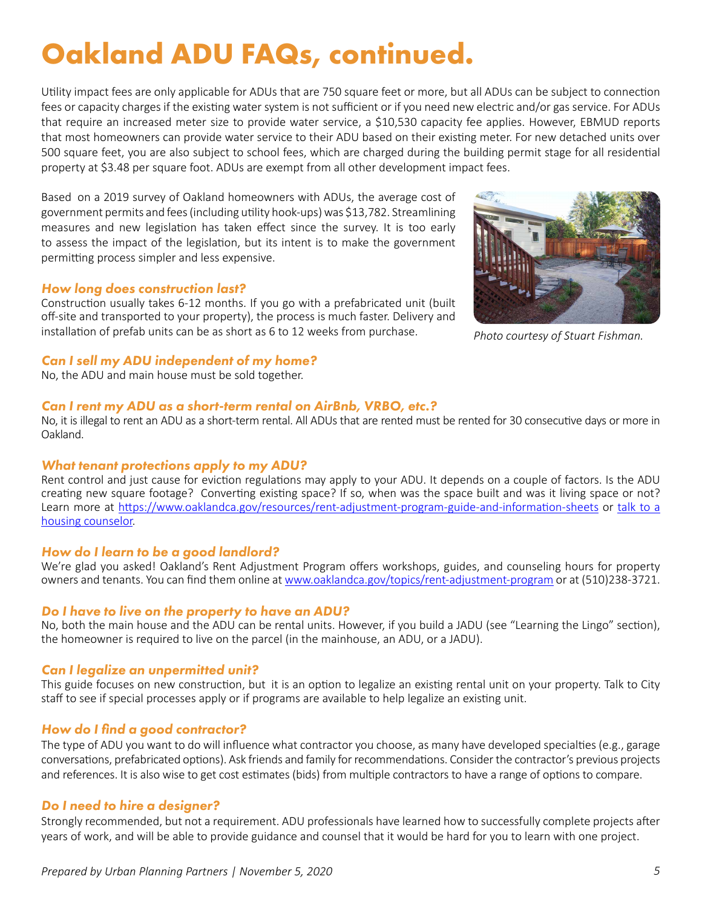# Oakland ADU FAQs, continued.

Utility impact fees are only applicable for ADUs that are 750 square feet or more, but all ADUs can be subject to connection fees or capacity charges if the existing water system is not sufficient or if you need new electric and/or gas service. For ADUs that require an increased meter size to provide water service, a $10,530 capacity fee applies. However, EBMUD reports that most homeowners can provide water service to their ADU based on their existing meter. For new detached units over 500 square feet, you are also subject to school fees, which are charged during the building permit stage for all residential property at $3.48 per square foot. ADUs are exempt from all other development impact fees.

Based on a 2019 survey of Oakland homeowners with ADUs, the average cost of government permits and fees (including utility hook-ups) was $13,782. Streamlining measures and new legislation has taken effect since the survey. It is too early to assess the impact of the legislation, but its intent is to make the government permitting process simpler and less expensive.

*Photo courtesy of Stuart Fishman.*

### *How long does construction last?*

Construction usually takes 6-12 months. If you go with a prefabricated unit (built off-site and transported to your property), the process is much faster. Delivery and installation of prefab units can be as short as 6 to 12 weeks from purchase.

### *Can I sell my ADU independent of my home?*

No, the ADU and main house must be sold together.

### *Can I rent my ADU as a short-term rental on AirBnb, VRBO, etc.?*

No, it is illegal to rent an ADU as a short-term rental. All ADUs that are rented must be rented for 30 consecutive days or more in Oakland.

### *What tenant protections apply to my ADU?*

Rent control and just cause for eviction regulations may apply to your ADU. It depends on a couple of factors. Is the ADU creating new square footage? Converting existing space? If so, when was the space built and was it living space or not? Learn more at https://www.oaklandca.gov/resources/rent-adjustment-program-guide-and-information-sheets or talk to a housing counselor.

### *How do I learn to be a good landlord?*

We're glad you asked! Oakland's Rent Adjustment Program offers workshops, guides, and counseling hours for property owners and tenants. You can find them online at www.oaklandca.gov/topics/rent-adjustment-program or at (510)238-3721.

### *Do I have to live on the property to have an ADU?*

No, both the main house and the ADU can be rental units. However, if you build a JADU (see "Learning the Lingo" section), the homeowner is required to live on the parcel (in the mainhouse, an ADU, or a JADU).

### *Can I legalize an unpermitted unit?*

This guide focuses on new construction, but it is an option to legalize an existing rental unit on your property. Talk to City staff to see if special processes apply or if programs are available to help legalize an existing unit.

### *How do I find a good contractor?*

The type of ADU you want to do will influence what contractor you choose, as many have developed specialties (e.g., garage conversations, prefabricated options). Ask friends and family for recommendations. Consider the contractor's previous projects and references. It is also wise to get cost estimates (bids) from multiple contractors to have a range of options to compare.

### *Do I need to hire a designer?*

Strongly recommended, but not a requirement. ADU professionals have learned how to successfully complete projects after years of work, and will be able to provide guidance and counsel that it would be hard for you to learn with one project.

*Prepared by Urban Planning Partners | November 5, 2020*